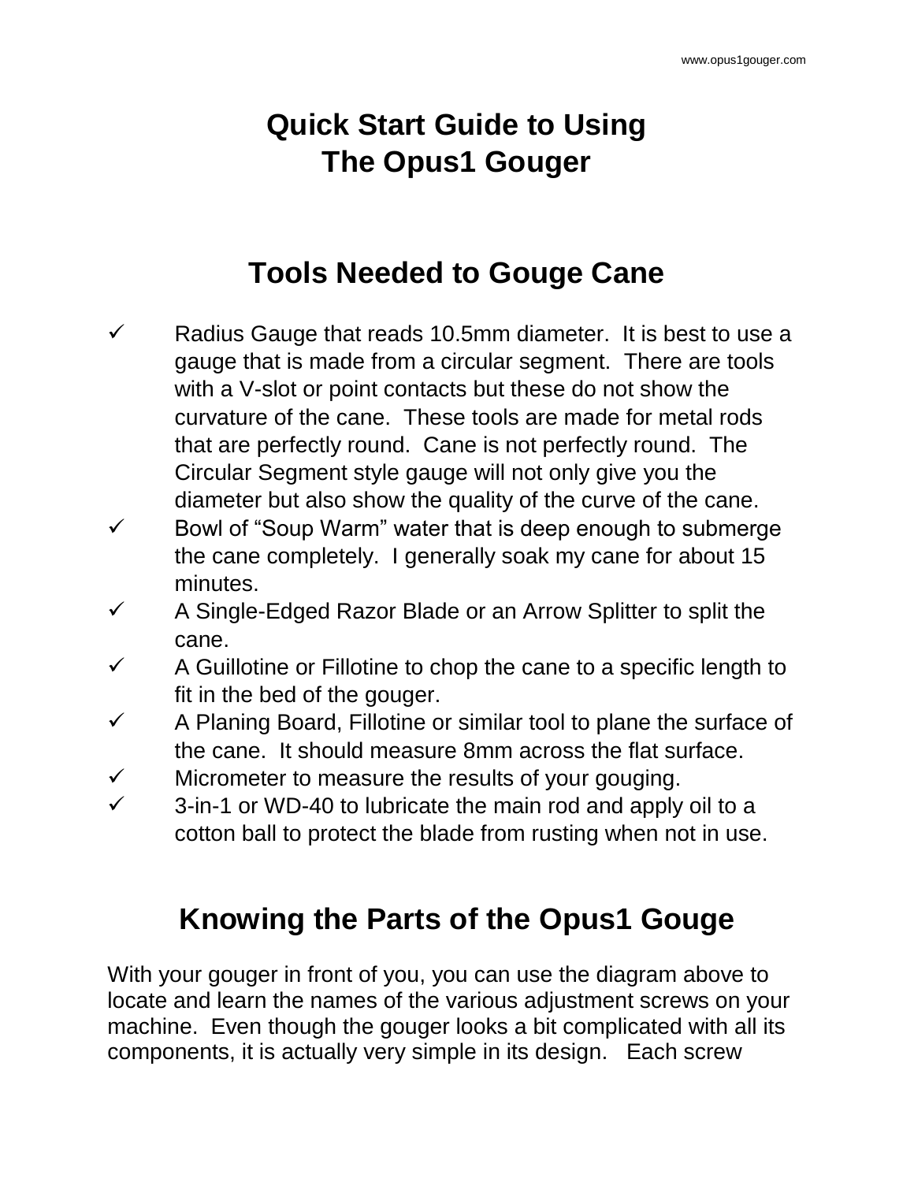# Quick Start Guide to Using The Opus1 Gouger

## Tools Needed to Gouge Cane

- ✓ Radius Gauge that reads 10.5mm diameter. It is best to use a gauge that is made from a circular segment. There are tools with a V-slot or point contacts but these do not show the curvature of the cane. These tools are made for metal rods that are perfectly round. Cane is not perfectly round. The Circular Segment style gauge will not only give you the diameter but also show the quality of the curve of the cane.
- ✓ Bowl of "Soup Warm" water that is deep enough to submerge the cane completely. I generally soak my cane for about 15 minutes.
- ✓ A Single-Edged Razor Blade or an Arrow Splitter to split the cane.
- ✓ A Guillotine or Fillotine to chop the cane to a specific length to fit in the bed of the gouger.
- ✓ A Planing Board, Fillotine or similar tool to plane the surface of the cane. It should measure 8mm across the flat surface.
- ✓ Micrometer to measure the results of your gouging.
- ✓ 3-in-1 or WD-40 to lubricate the main rod and apply oil to a cotton ball to protect the blade from rusting when not in use.

## Knowing the Parts of the Opus1 Gouge

With your gouger in front of you, you can use the diagram above to locate and learn the names of the various adjustment screws on your machine. Even though the gouger looks a bit complicated with all its components, it is actually very simple in its design. Each screw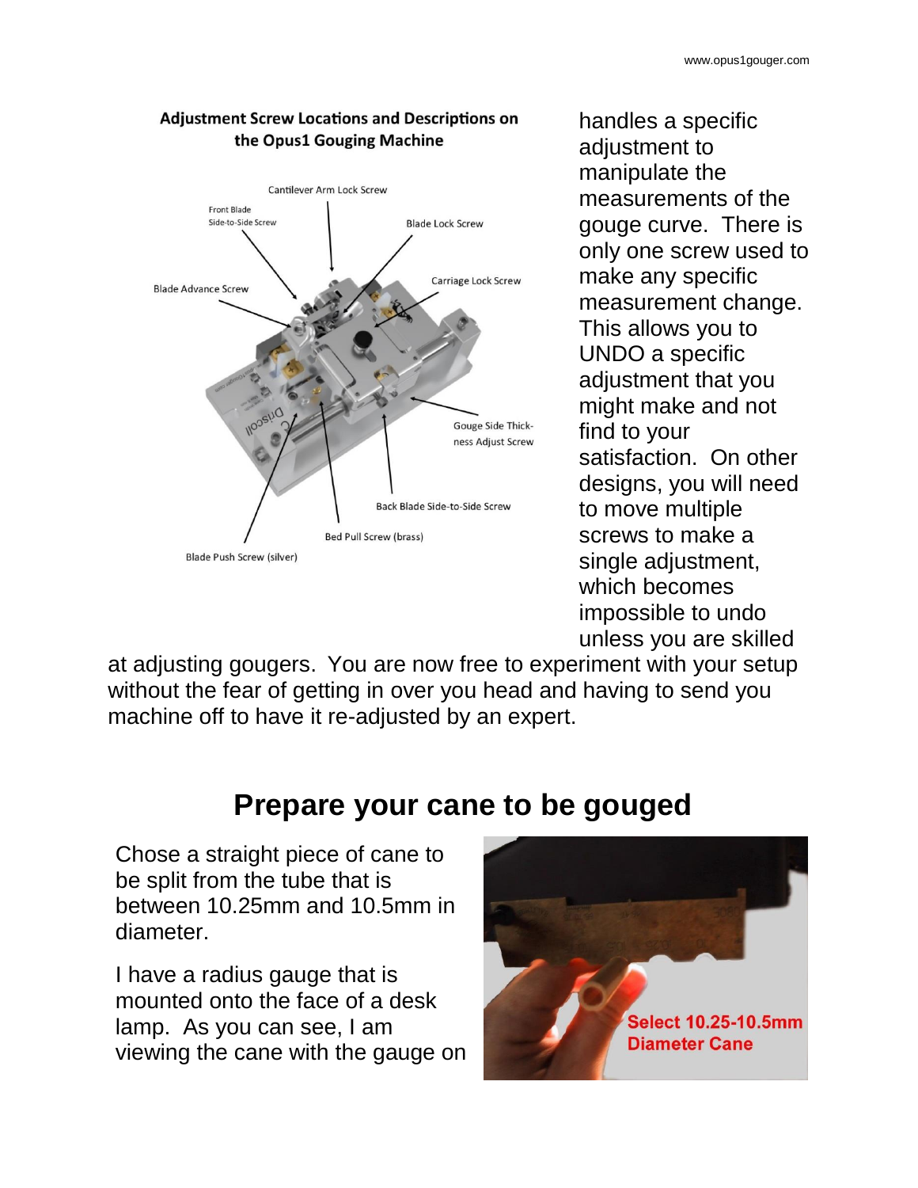Adjustment Screw Locations and Descriptions on the Opus1 Gouging Machine

Cantilever Arm Lock Screw

Front Blade Side-to-Side Screw

Blade Lock Screw

Carriage Lock Screw

Blade Advance Screw

Gouge Side Thickness Adjust Screw

Back Blade Side-to-Side Screw

Bed Pull Screw (brass)

Blade Push Screw (silver)

handles a specific adjustment to manipulate the measurements of the gouge curve. There is only one screw used to make any specific measurement change. This allows you to UNDO a specific adjustment that you might make and not find to your satisfaction. On other designs, you will need to move multiple screws to make a single adjustment, which becomes impossible to undo unless you are skilled at adjusting gougers. You are now free to experiment with your setup without the fear of getting in over you head and having to send you machine off to have it re-adjusted by an expert.

## Prepare your cane to be gouged

Chose a straight piece of cane to be split from the tube that is between 10.25mm and 10.5mm in diameter.

I have a radius gauge that is mounted onto the face of a desk lamp. As you can see, I am viewing the cane with the gauge on

Select 10.25-10.5mm Diameter Cane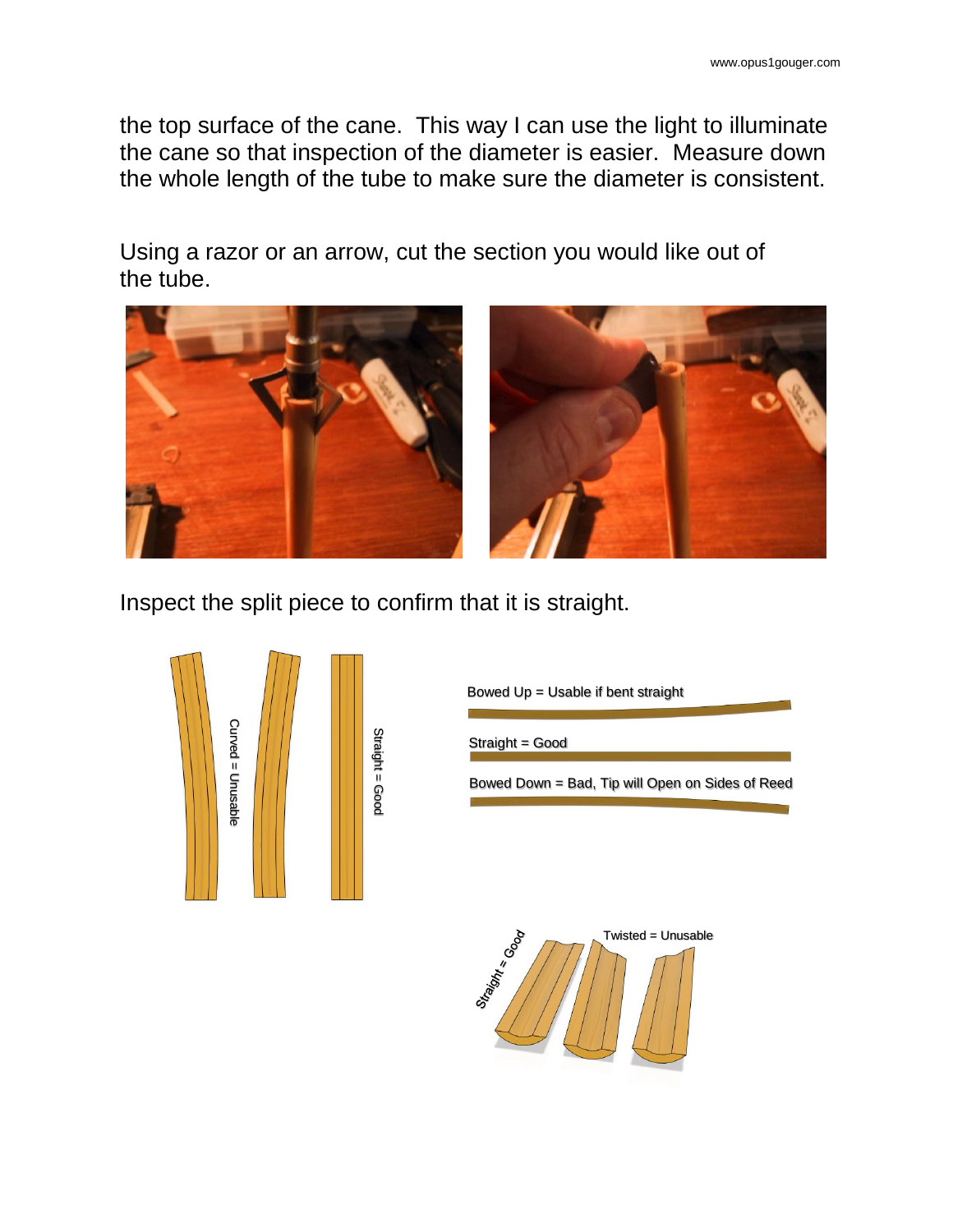the top surface of the cane. This way I can use the light to illuminate the cane so that inspection of the diameter is easier. Measure down the whole length of the tube to make sure the diameter is consistent.

Using a razor or an arrow, cut the section you would like out of the tube.

Inspect the split piece to confirm that it is straight.

Curved = Unusable

Straight = Good

Bowed Up = Usable if bent straight

Straight = Good

Bowed Down = Bad, Tip will Open on Sides of Reed

Straight = Good

Twisted = Unusable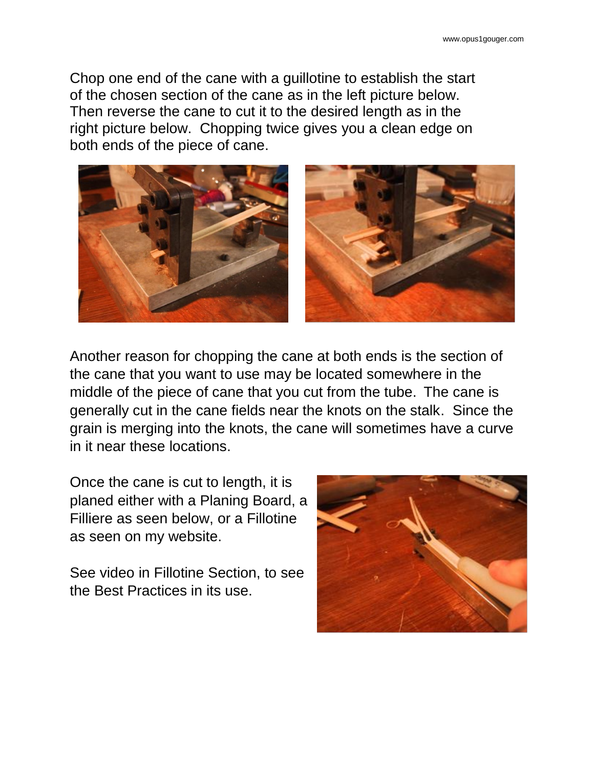Chop one end of the cane with a guillotine to establish the start of the chosen section of the cane as in the left picture below. Then reverse the cane to cut it to the desired length as in the right picture below. Chopping twice gives you a clean edge on both ends of the piece of cane.

Another reason for chopping the cane at both ends is the section of the cane that you want to use may be located somewhere in the middle of the piece of cane that you cut from the tube. The cane is generally cut in the cane fields near the knots on the stalk. Since the grain is merging into the knots, the cane will sometimes have a curve in it near these locations.

Once the cane is cut to length, it is planed either with a Planing Board, a Filliere as seen below, or a Fillotine as seen on my website.

See video in Fillotine Section, to see the Best Practices in its use.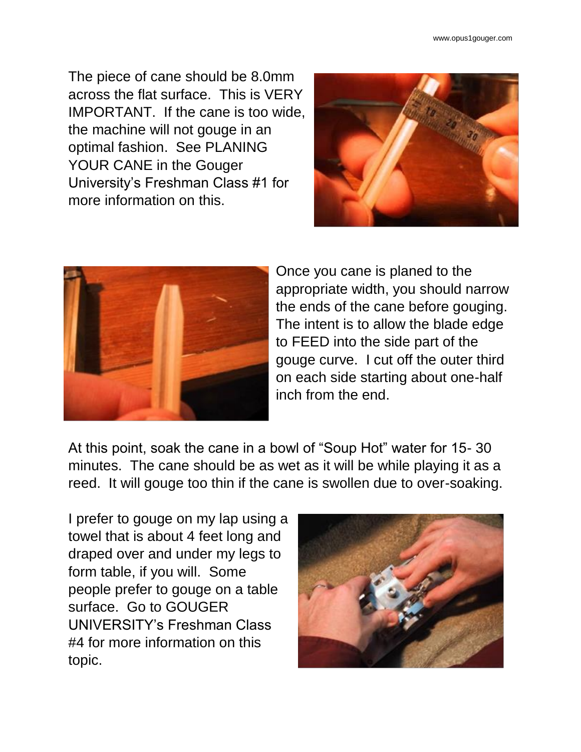The piece of cane should be 8.0mm across the flat surface. This is VERY IMPORTANT. If the cane is too wide, the machine will not gouge in an optimal fashion. See PLANING YOUR CANE in the Gouger University's Freshman Class #1 for more information on this.

Once you cane is planed to the appropriate width, you should narrow the ends of the cane before gouging. The intent is to allow the blade edge to FEED into the side part of the gouge curve. I cut off the outer third on each side starting about one-half inch from the end.

At this point, soak the cane in a bowl of "Soup Hot" water for 15- 30 minutes. The cane should be as wet as it will be while playing it as a reed. It will gouge too thin if the cane is swollen due to over-soaking.

I prefer to gouge on my lap using a towel that is about 4 feet long and draped over and under my legs to form table, if you will. Some people prefer to gouge on a table surface. Go to GOUGER UNIVERSITY's Freshman Class #4 for more information on this topic.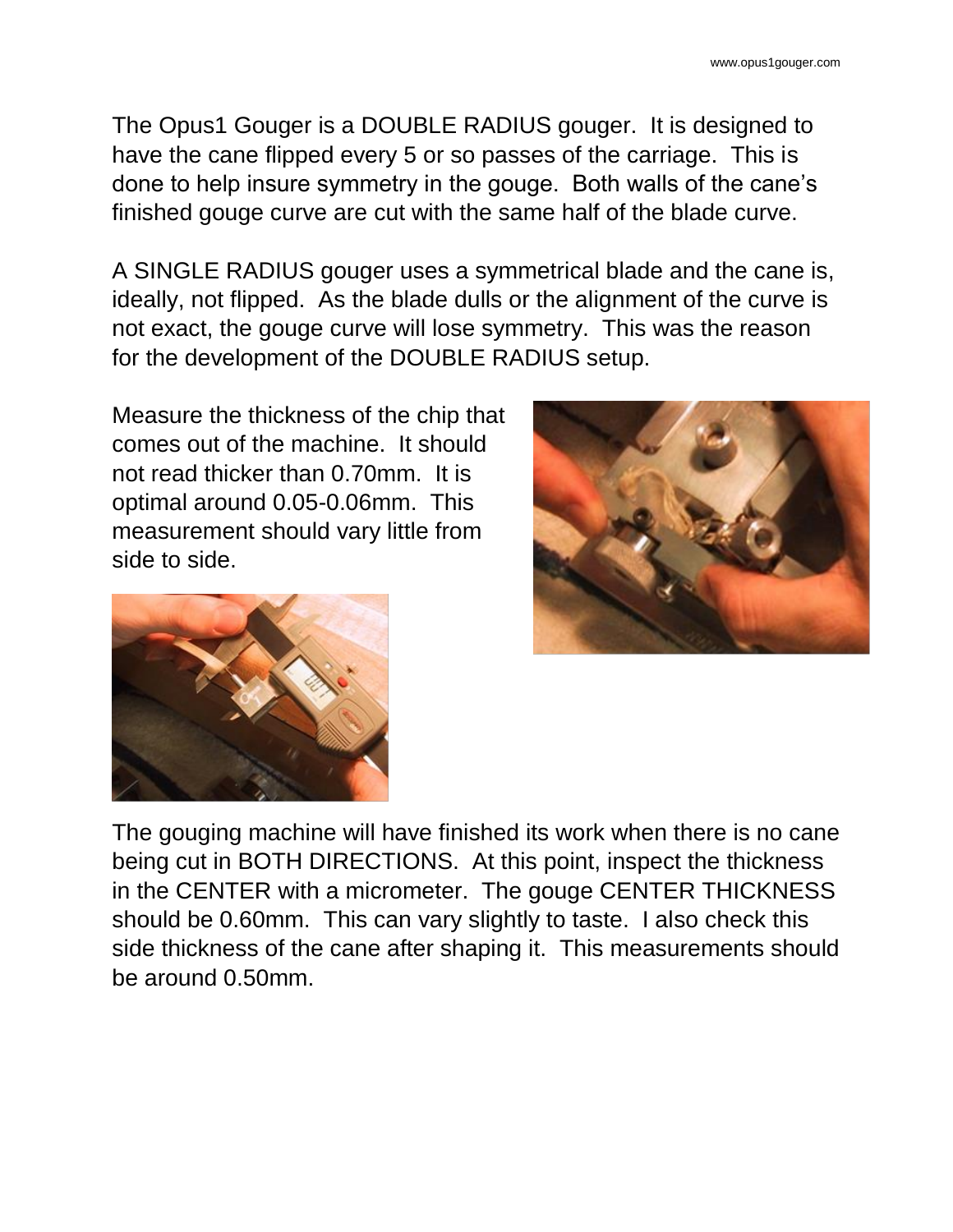The Opus1 Gouger is a DOUBLE RADIUS gouger. It is designed to have the cane flipped every 5 or so passes of the carriage. This is done to help insure symmetry in the gouge. Both walls of the cane's finished gouge curve are cut with the same half of the blade curve.

A SINGLE RADIUS gouger uses a symmetrical blade and the cane is, ideally, not flipped. As the blade dulls or the alignment of the curve is not exact, the gouge curve will lose symmetry. This was the reason for the development of the DOUBLE RADIUS setup.

Measure the thickness of the chip that comes out of the machine. It should not read thicker than 0.70mm. It is optimal around 0.05-0.06mm. This measurement should vary little from side to side.

The gouging machine will have finished its work when there is no cane being cut in BOTH DIRECTIONS. At this point, inspect the thickness in the CENTER with a micrometer. The gouge CENTER THICKNESS should be 0.60mm. This can vary slightly to taste. I also check this side thickness of the cane after shaping it. This measurements should be around 0.50mm.